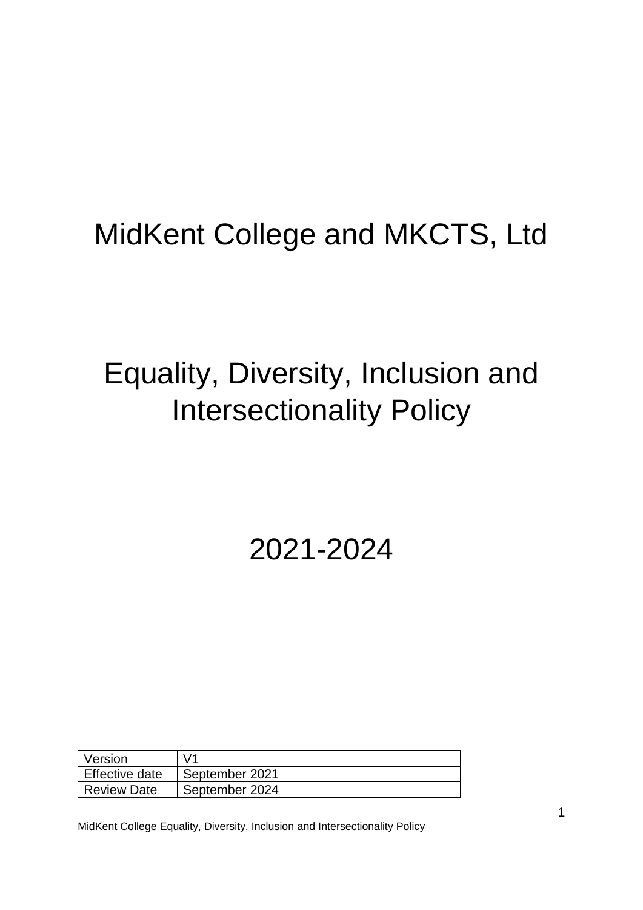# MidKent College and MKCTS, Ltd

# Equality, Diversity, Inclusion and Intersectionality Policy

# 2021-2024

| Version | V1 |
| --- | --- |
| Effective date | September 2021 |
| Review Date | September 2024 |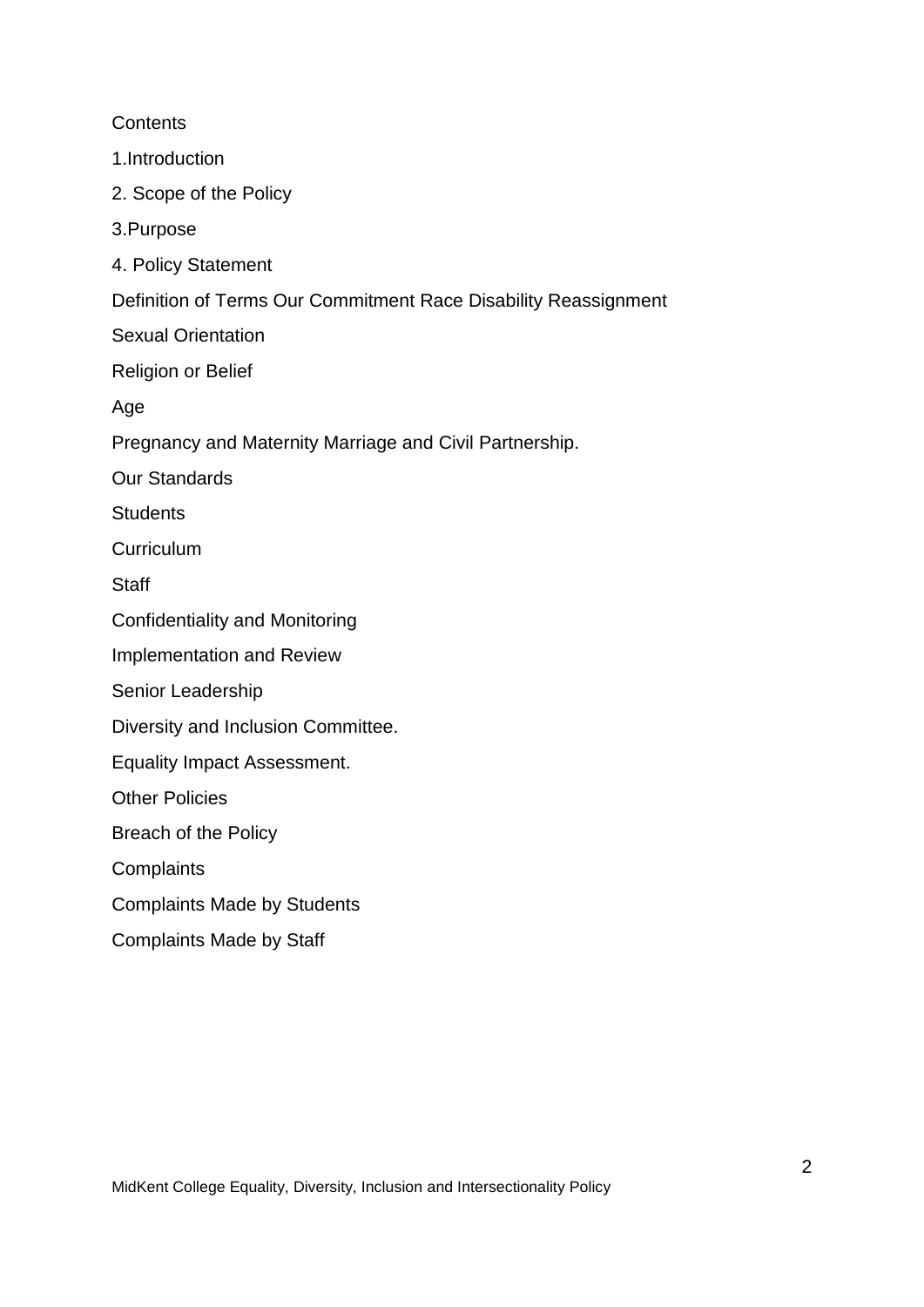Contents

1.Introduction

2. Scope of the Policy

3.Purpose

4. Policy Statement

Definition of Terms Our Commitment Race Disability Reassignment

Sexual Orientation

Religion or Belief

Age

Pregnancy and Maternity Marriage and Civil Partnership.

Our Standards

Students

Curriculum

Staff

Confidentiality and Monitoring

Implementation and Review

Senior Leadership

Diversity and Inclusion Committee.

Equality Impact Assessment.

Other Policies

Breach of the Policy

Complaints

Complaints Made by Students

Complaints Made by Staff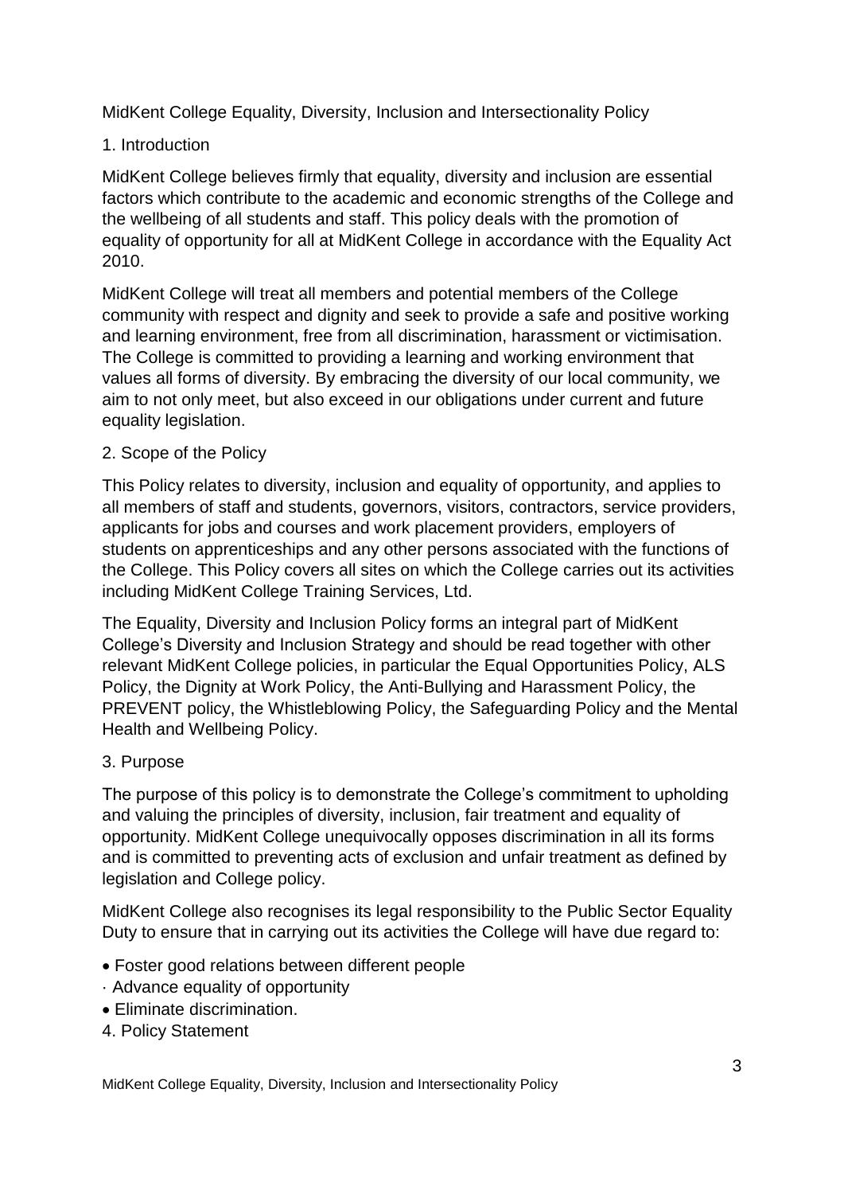MidKent College Equality, Diversity, Inclusion and Intersectionality Policy

## 1. Introduction

MidKent College believes firmly that equality, diversity and inclusion are essential factors which contribute to the academic and economic strengths of the College and the wellbeing of all students and staff. This policy deals with the promotion of equality of opportunity for all at MidKent College in accordance with the Equality Act 2010.

MidKent College will treat all members and potential members of the College community with respect and dignity and seek to provide a safe and positive working and learning environment, free from all discrimination, harassment or victimisation. The College is committed to providing a learning and working environment that values all forms of diversity. By embracing the diversity of our local community, we aim to not only meet, but also exceed in our obligations under current and future equality legislation.

## 2. Scope of the Policy

This Policy relates to diversity, inclusion and equality of opportunity, and applies to all members of staff and students, governors, visitors, contractors, service providers, applicants for jobs and courses and work placement providers, employers of students on apprenticeships and any other persons associated with the functions of the College. This Policy covers all sites on which the College carries out its activities including MidKent College Training Services, Ltd.

The Equality, Diversity and Inclusion Policy forms an integral part of MidKent College's Diversity and Inclusion Strategy and should be read together with other relevant MidKent College policies, in particular the Equal Opportunities Policy, ALS Policy, the Dignity at Work Policy, the Anti-Bullying and Harassment Policy, the PREVENT policy, the Whistleblowing Policy, the Safeguarding Policy and the Mental Health and Wellbeing Policy.

## 3. Purpose

The purpose of this policy is to demonstrate the College's commitment to upholding and valuing the principles of diversity, inclusion, fair treatment and equality of opportunity. MidKent College unequivocally opposes discrimination in all its forms and is committed to preventing acts of exclusion and unfair treatment as defined by legislation and College policy.

MidKent College also recognises its legal responsibility to the Public Sector Equality Duty to ensure that in carrying out its activities the College will have due regard to:

- Foster good relations between different people
- Advance equality of opportunity
- Eliminate discrimination.

## 4. Policy Statement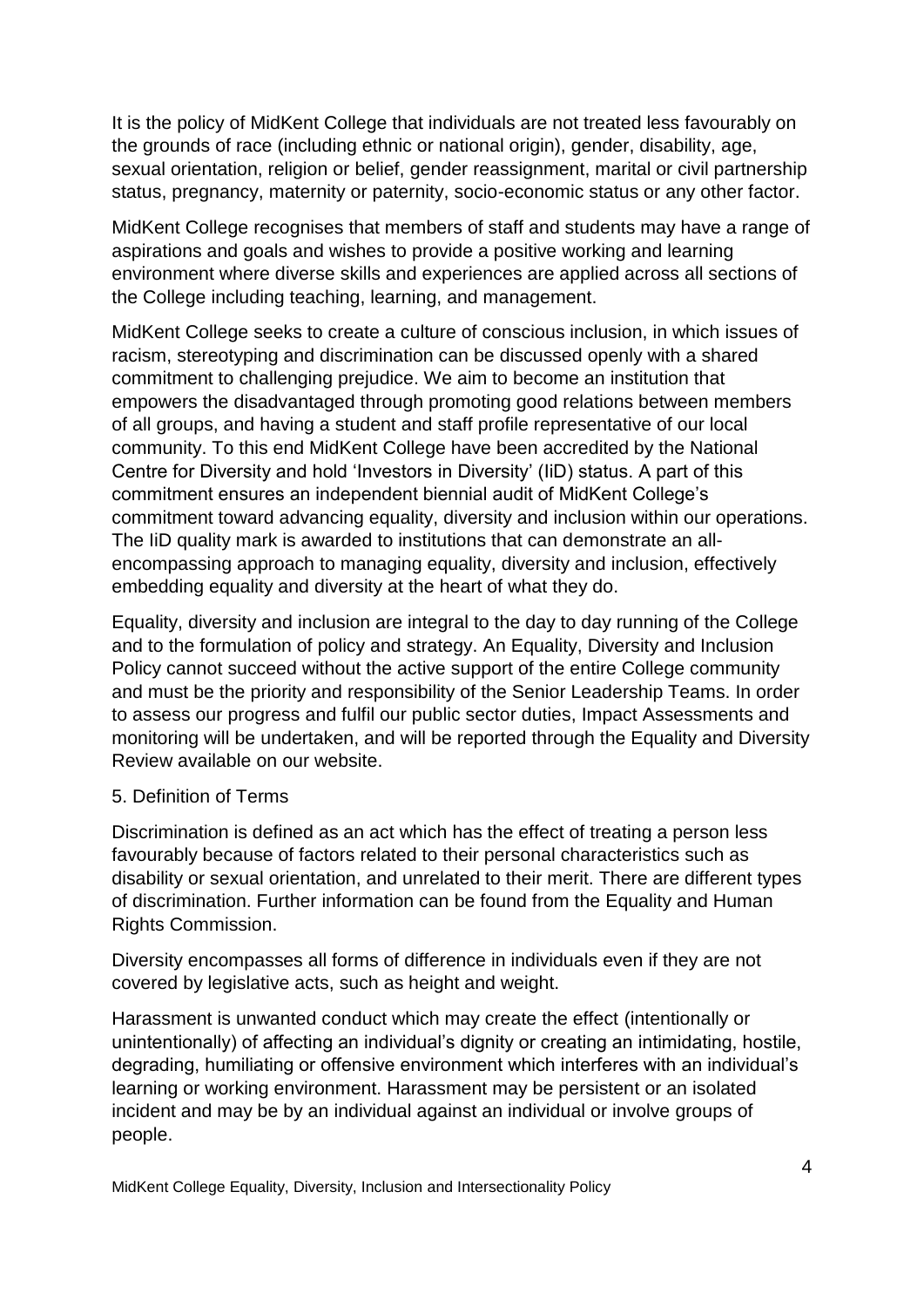It is the policy of MidKent College that individuals are not treated less favourably on the grounds of race (including ethnic or national origin), gender, disability, age, sexual orientation, religion or belief, gender reassignment, marital or civil partnership status, pregnancy, maternity or paternity, socio-economic status or any other factor.

MidKent College recognises that members of staff and students may have a range of aspirations and goals and wishes to provide a positive working and learning environment where diverse skills and experiences are applied across all sections of the College including teaching, learning, and management.

MidKent College seeks to create a culture of conscious inclusion, in which issues of racism, stereotyping and discrimination can be discussed openly with a shared commitment to challenging prejudice. We aim to become an institution that empowers the disadvantaged through promoting good relations between members of all groups, and having a student and staff profile representative of our local community. To this end MidKent College have been accredited by the National Centre for Diversity and hold 'Investors in Diversity' (IiD) status. A part of this commitment ensures an independent biennial audit of MidKent College's commitment toward advancing equality, diversity and inclusion within our operations. The IiD quality mark is awarded to institutions that can demonstrate an all-encompassing approach to managing equality, diversity and inclusion, effectively embedding equality and diversity at the heart of what they do.

Equality, diversity and inclusion are integral to the day to day running of the College and to the formulation of policy and strategy. An Equality, Diversity and Inclusion Policy cannot succeed without the active support of the entire College community and must be the priority and responsibility of the Senior Leadership Teams. In order to assess our progress and fulfil our public sector duties, Impact Assessments and monitoring will be undertaken, and will be reported through the Equality and Diversity Review available on our website.

## 5. Definition of Terms

Discrimination is defined as an act which has the effect of treating a person less favourably because of factors related to their personal characteristics such as disability or sexual orientation, and unrelated to their merit. There are different types of discrimination. Further information can be found from the Equality and Human Rights Commission.

Diversity encompasses all forms of difference in individuals even if they are not covered by legislative acts, such as height and weight.

Harassment is unwanted conduct which may create the effect (intentionally or unintentionally) of affecting an individual's dignity or creating an intimidating, hostile, degrading, humiliating or offensive environment which interferes with an individual's learning or working environment. Harassment may be persistent or an isolated incident and may be by an individual against an individual or involve groups of people.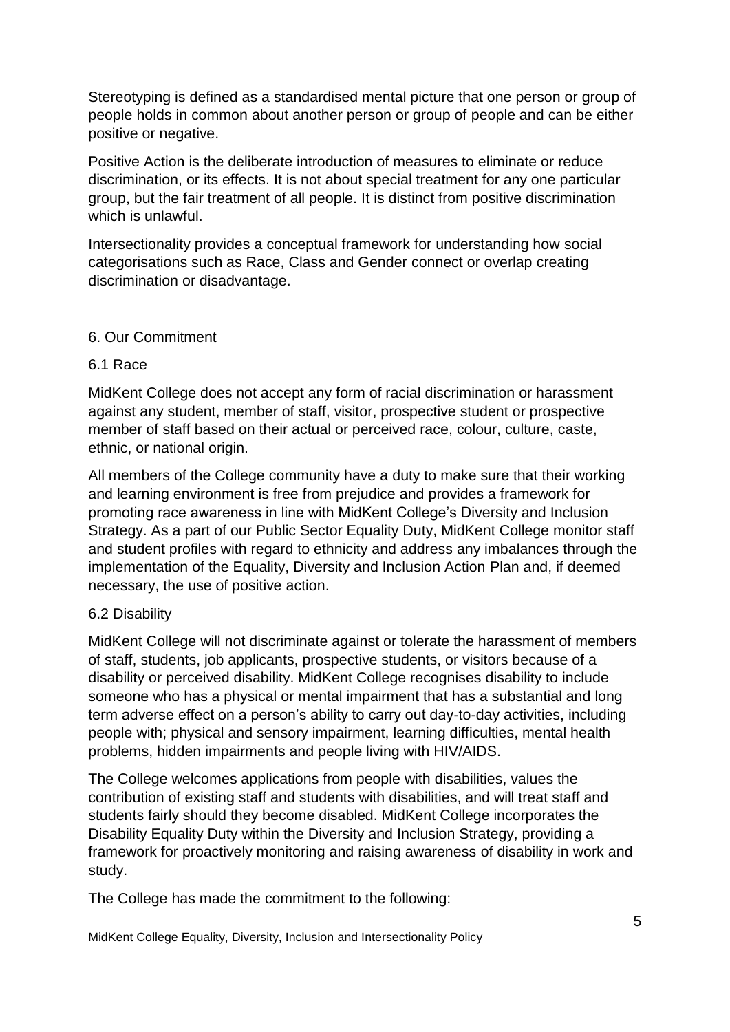Stereotyping is defined as a standardised mental picture that one person or group of people holds in common about another person or group of people and can be either positive or negative.

Positive Action is the deliberate introduction of measures to eliminate or reduce discrimination, or its effects. It is not about special treatment for any one particular group, but the fair treatment of all people. It is distinct from positive discrimination which is unlawful.

Intersectionality provides a conceptual framework for understanding how social categorisations such as Race, Class and Gender connect or overlap creating discrimination or disadvantage.

## 6. Our Commitment

### 6.1 Race

MidKent College does not accept any form of racial discrimination or harassment against any student, member of staff, visitor, prospective student or prospective member of staff based on their actual or perceived race, colour, culture, caste, ethnic, or national origin.

All members of the College community have a duty to make sure that their working and learning environment is free from prejudice and provides a framework for promoting race awareness in line with MidKent College's Diversity and Inclusion Strategy. As a part of our Public Sector Equality Duty, MidKent College monitor staff and student profiles with regard to ethnicity and address any imbalances through the implementation of the Equality, Diversity and Inclusion Action Plan and, if deemed necessary, the use of positive action.

### 6.2 Disability

MidKent College will not discriminate against or tolerate the harassment of members of staff, students, job applicants, prospective students, or visitors because of a disability or perceived disability. MidKent College recognises disability to include someone who has a physical or mental impairment that has a substantial and long term adverse effect on a person's ability to carry out day-to-day activities, including people with; physical and sensory impairment, learning difficulties, mental health problems, hidden impairments and people living with HIV/AIDS.

The College welcomes applications from people with disabilities, values the contribution of existing staff and students with disabilities, and will treat staff and students fairly should they become disabled. MidKent College incorporates the Disability Equality Duty within the Diversity and Inclusion Strategy, providing a framework for proactively monitoring and raising awareness of disability in work and study.

The College has made the commitment to the following: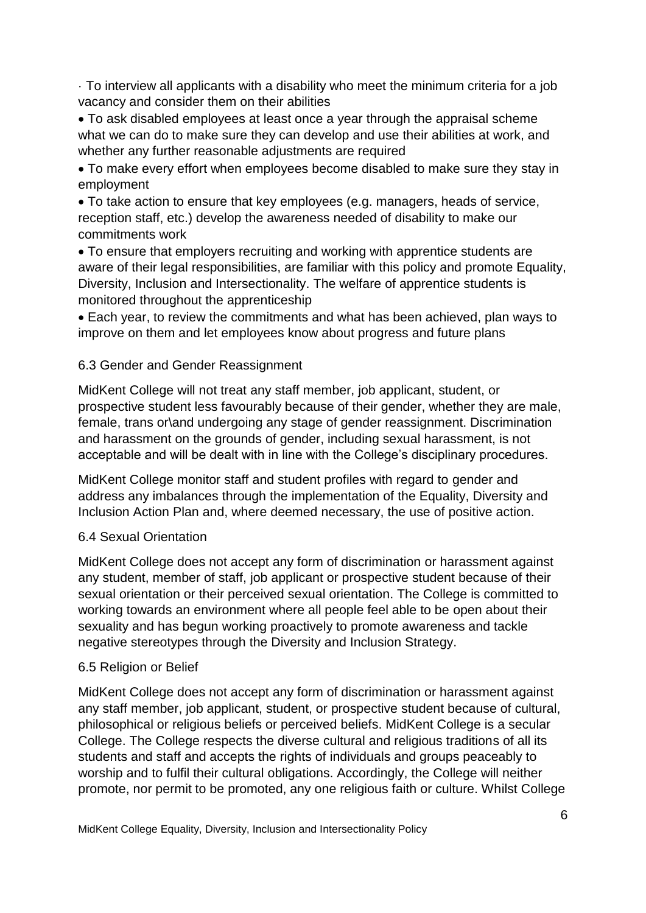- To interview all applicants with a disability who meet the minimum criteria for a job vacancy and consider them on their abilities
- To ask disabled employees at least once a year through the appraisal scheme what we can do to make sure they can develop and use their abilities at work, and whether any further reasonable adjustments are required
- To make every effort when employees become disabled to make sure they stay in employment
- To take action to ensure that key employees (e.g. managers, heads of service, reception staff, etc.) develop the awareness needed of disability to make our commitments work
- To ensure that employers recruiting and working with apprentice students are aware of their legal responsibilities, are familiar with this policy and promote Equality, Diversity, Inclusion and Intersectionality. The welfare of apprentice students is monitored throughout the apprenticeship
- Each year, to review the commitments and what has been achieved, plan ways to improve on them and let employees know about progress and future plans

### 6.3 Gender and Gender Reassignment

MidKent College will not treat any staff member, job applicant, student, or prospective student less favourably because of their gender, whether they are male, female, trans or\and undergoing any stage of gender reassignment. Discrimination and harassment on the grounds of gender, including sexual harassment, is not acceptable and will be dealt with in line with the College's disciplinary procedures.

MidKent College monitor staff and student profiles with regard to gender and address any imbalances through the implementation of the Equality, Diversity and Inclusion Action Plan and, where deemed necessary, the use of positive action.

### 6.4 Sexual Orientation

MidKent College does not accept any form of discrimination or harassment against any student, member of staff, job applicant or prospective student because of their sexual orientation or their perceived sexual orientation. The College is committed to working towards an environment where all people feel able to be open about their sexuality and has begun working proactively to promote awareness and tackle negative stereotypes through the Diversity and Inclusion Strategy.

### 6.5 Religion or Belief

MidKent College does not accept any form of discrimination or harassment against any staff member, job applicant, student, or prospective student because of cultural, philosophical or religious beliefs or perceived beliefs. MidKent College is a secular College. The College respects the diverse cultural and religious traditions of all its students and staff and accepts the rights of individuals and groups peaceably to worship and to fulfil their cultural obligations. Accordingly, the College will neither promote, nor permit to be promoted, any one religious faith or culture. Whilst College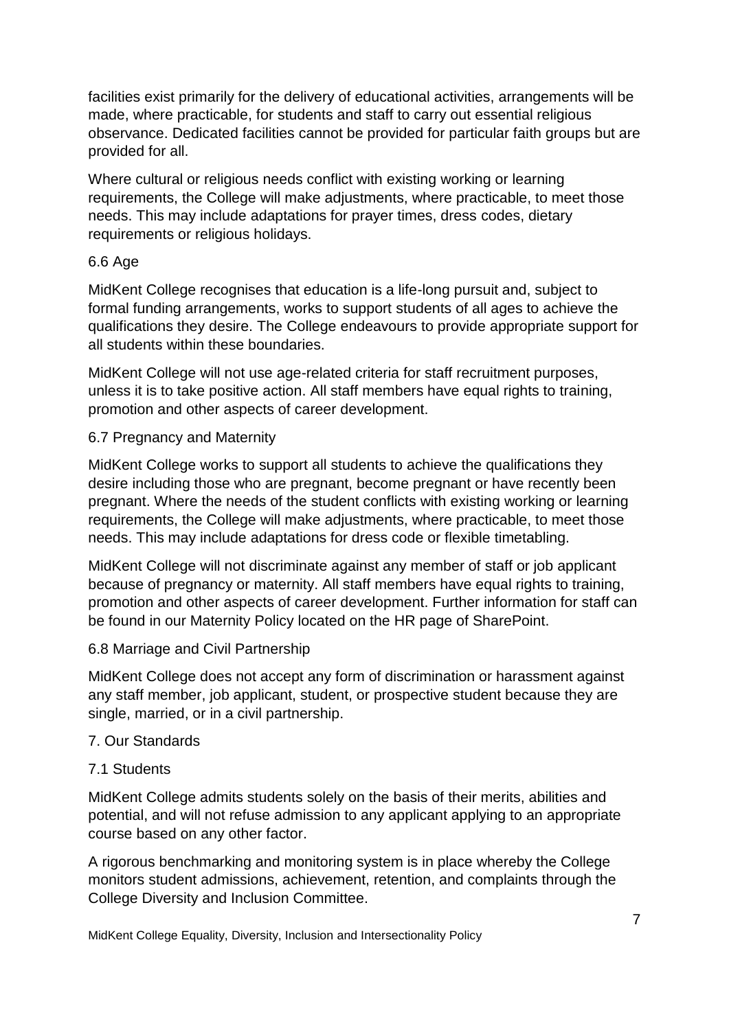facilities exist primarily for the delivery of educational activities, arrangements will be made, where practicable, for students and staff to carry out essential religious observance. Dedicated facilities cannot be provided for particular faith groups but are provided for all.

Where cultural or religious needs conflict with existing working or learning requirements, the College will make adjustments, where practicable, to meet those needs. This may include adaptations for prayer times, dress codes, dietary requirements or religious holidays.

### 6.6 Age

MidKent College recognises that education is a life-long pursuit and, subject to formal funding arrangements, works to support students of all ages to achieve the qualifications they desire. The College endeavours to provide appropriate support for all students within these boundaries.

MidKent College will not use age-related criteria for staff recruitment purposes, unless it is to take positive action. All staff members have equal rights to training, promotion and other aspects of career development.

### 6.7 Pregnancy and Maternity

MidKent College works to support all students to achieve the qualifications they desire including those who are pregnant, become pregnant or have recently been pregnant. Where the needs of the student conflicts with existing working or learning requirements, the College will make adjustments, where practicable, to meet those needs. This may include adaptations for dress code or flexible timetabling.

MidKent College will not discriminate against any member of staff or job applicant because of pregnancy or maternity. All staff members have equal rights to training, promotion and other aspects of career development. Further information for staff can be found in our Maternity Policy located on the HR page of SharePoint.

### 6.8 Marriage and Civil Partnership

MidKent College does not accept any form of discrimination or harassment against any staff member, job applicant, student, or prospective student because they are single, married, or in a civil partnership.

## 7. Our Standards

### 7.1 Students

MidKent College admits students solely on the basis of their merits, abilities and potential, and will not refuse admission to any applicant applying to an appropriate course based on any other factor.

A rigorous benchmarking and monitoring system is in place whereby the College monitors student admissions, achievement, retention, and complaints through the College Diversity and Inclusion Committee.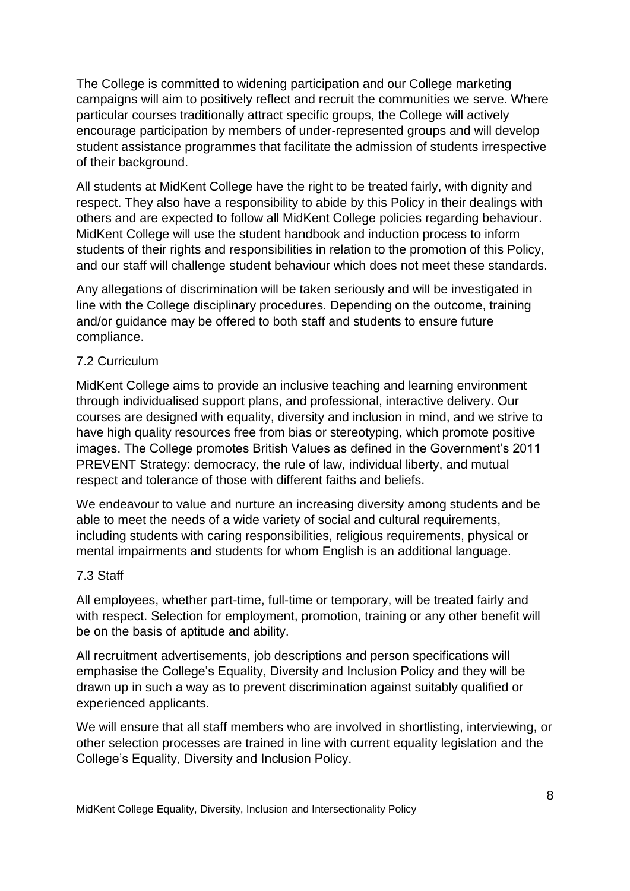The College is committed to widening participation and our College marketing campaigns will aim to positively reflect and recruit the communities we serve. Where particular courses traditionally attract specific groups, the College will actively encourage participation by members of under-represented groups and will develop student assistance programmes that facilitate the admission of students irrespective of their background.

All students at MidKent College have the right to be treated fairly, with dignity and respect. They also have a responsibility to abide by this Policy in their dealings with others and are expected to follow all MidKent College policies regarding behaviour. MidKent College will use the student handbook and induction process to inform students of their rights and responsibilities in relation to the promotion of this Policy, and our staff will challenge student behaviour which does not meet these standards.

Any allegations of discrimination will be taken seriously and will be investigated in line with the College disciplinary procedures. Depending on the outcome, training and/or guidance may be offered to both staff and students to ensure future compliance.

### 7.2 Curriculum

MidKent College aims to provide an inclusive teaching and learning environment through individualised support plans, and professional, interactive delivery. Our courses are designed with equality, diversity and inclusion in mind, and we strive to have high quality resources free from bias or stereotyping, which promote positive images. The College promotes British Values as defined in the Government's 2011 PREVENT Strategy: democracy, the rule of law, individual liberty, and mutual respect and tolerance of those with different faiths and beliefs.

We endeavour to value and nurture an increasing diversity among students and be able to meet the needs of a wide variety of social and cultural requirements, including students with caring responsibilities, religious requirements, physical or mental impairments and students for whom English is an additional language.

### 7.3 Staff

All employees, whether part-time, full-time or temporary, will be treated fairly and with respect. Selection for employment, promotion, training or any other benefit will be on the basis of aptitude and ability.

All recruitment advertisements, job descriptions and person specifications will emphasise the College's Equality, Diversity and Inclusion Policy and they will be drawn up in such a way as to prevent discrimination against suitably qualified or experienced applicants.

We will ensure that all staff members who are involved in shortlisting, interviewing, or other selection processes are trained in line with current equality legislation and the College's Equality, Diversity and Inclusion Policy.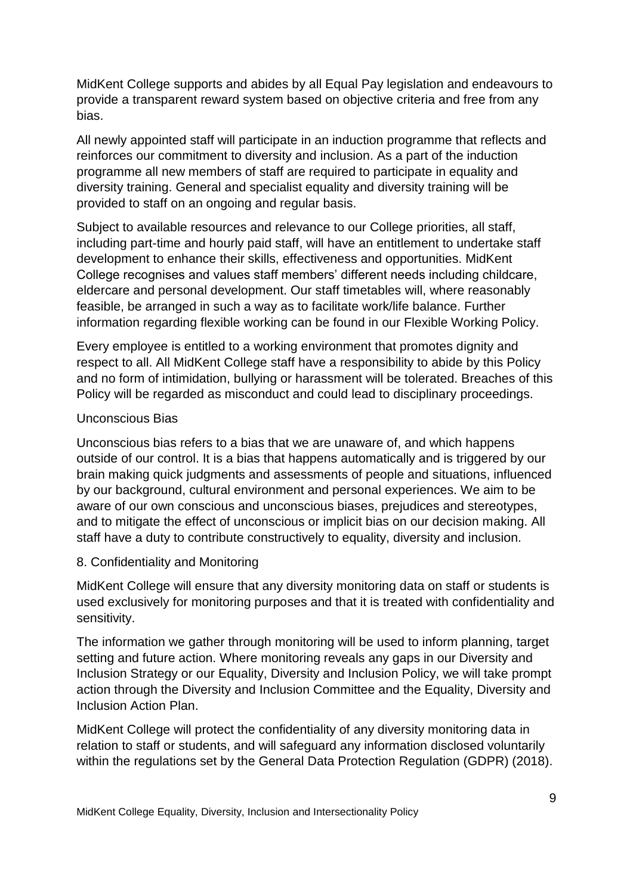MidKent College supports and abides by all Equal Pay legislation and endeavours to provide a transparent reward system based on objective criteria and free from any bias.

All newly appointed staff will participate in an induction programme that reflects and reinforces our commitment to diversity and inclusion. As a part of the induction programme all new members of staff are required to participate in equality and diversity training. General and specialist equality and diversity training will be provided to staff on an ongoing and regular basis.

Subject to available resources and relevance to our College priorities, all staff, including part-time and hourly paid staff, will have an entitlement to undertake staff development to enhance their skills, effectiveness and opportunities. MidKent College recognises and values staff members' different needs including childcare, eldercare and personal development. Our staff timetables will, where reasonably feasible, be arranged in such a way as to facilitate work/life balance. Further information regarding flexible working can be found in our Flexible Working Policy.

Every employee is entitled to a working environment that promotes dignity and respect to all. All MidKent College staff have a responsibility to abide by this Policy and no form of intimidation, bullying or harassment will be tolerated. Breaches of this Policy will be regarded as misconduct and could lead to disciplinary proceedings.

### Unconscious Bias

Unconscious bias refers to a bias that we are unaware of, and which happens outside of our control. It is a bias that happens automatically and is triggered by our brain making quick judgments and assessments of people and situations, influenced by our background, cultural environment and personal experiences. We aim to be aware of our own conscious and unconscious biases, prejudices and stereotypes, and to mitigate the effect of unconscious or implicit bias on our decision making. All staff have a duty to contribute constructively to equality, diversity and inclusion.

## 8. Confidentiality and Monitoring

MidKent College will ensure that any diversity monitoring data on staff or students is used exclusively for monitoring purposes and that it is treated with confidentiality and sensitivity.

The information we gather through monitoring will be used to inform planning, target setting and future action. Where monitoring reveals any gaps in our Diversity and Inclusion Strategy or our Equality, Diversity and Inclusion Policy, we will take prompt action through the Diversity and Inclusion Committee and the Equality, Diversity and Inclusion Action Plan.

MidKent College will protect the confidentiality of any diversity monitoring data in relation to staff or students, and will safeguard any information disclosed voluntarily within the regulations set by the General Data Protection Regulation (GDPR) (2018).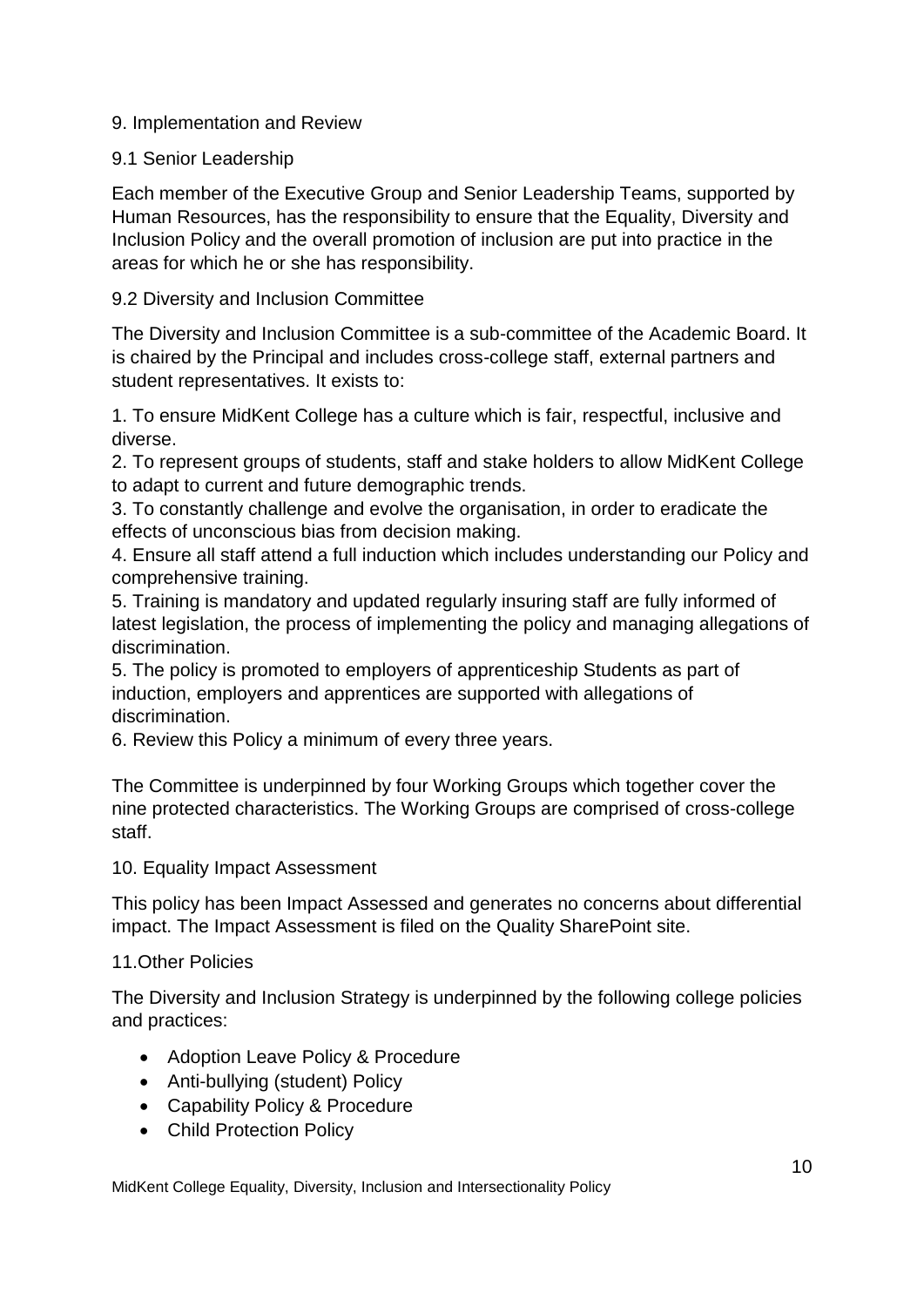## 9. Implementation and Review

### 9.1 Senior Leadership

Each member of the Executive Group and Senior Leadership Teams, supported by Human Resources, has the responsibility to ensure that the Equality, Diversity and Inclusion Policy and the overall promotion of inclusion are put into practice in the areas for which he or she has responsibility.

### 9.2 Diversity and Inclusion Committee

The Diversity and Inclusion Committee is a sub-committee of the Academic Board. It is chaired by the Principal and includes cross-college staff, external partners and student representatives. It exists to:

1. To ensure MidKent College has a culture which is fair, respectful, inclusive and diverse.
2. To represent groups of students, staff and stake holders to allow MidKent College to adapt to current and future demographic trends.
3. To constantly challenge and evolve the organisation, in order to eradicate the effects of unconscious bias from decision making.
4. Ensure all staff attend a full induction which includes understanding our Policy and comprehensive training.
5. Training is mandatory and updated regularly insuring staff are fully informed of latest legislation, the process of implementing the policy and managing allegations of discrimination.
5. The policy is promoted to employers of apprenticeship Students as part of induction, employers and apprentices are supported with allegations of discrimination.
6. Review this Policy a minimum of every three years.

The Committee is underpinned by four Working Groups which together cover the nine protected characteristics. The Working Groups are comprised of cross-college staff.

## 10. Equality Impact Assessment

This policy has been Impact Assessed and generates no concerns about differential impact. The Impact Assessment is filed on the Quality SharePoint site.

## 11.Other Policies

The Diversity and Inclusion Strategy is underpinned by the following college policies and practices:

- Adoption Leave Policy & Procedure
- Anti-bullying (student) Policy
- Capability Policy & Procedure
- Child Protection Policy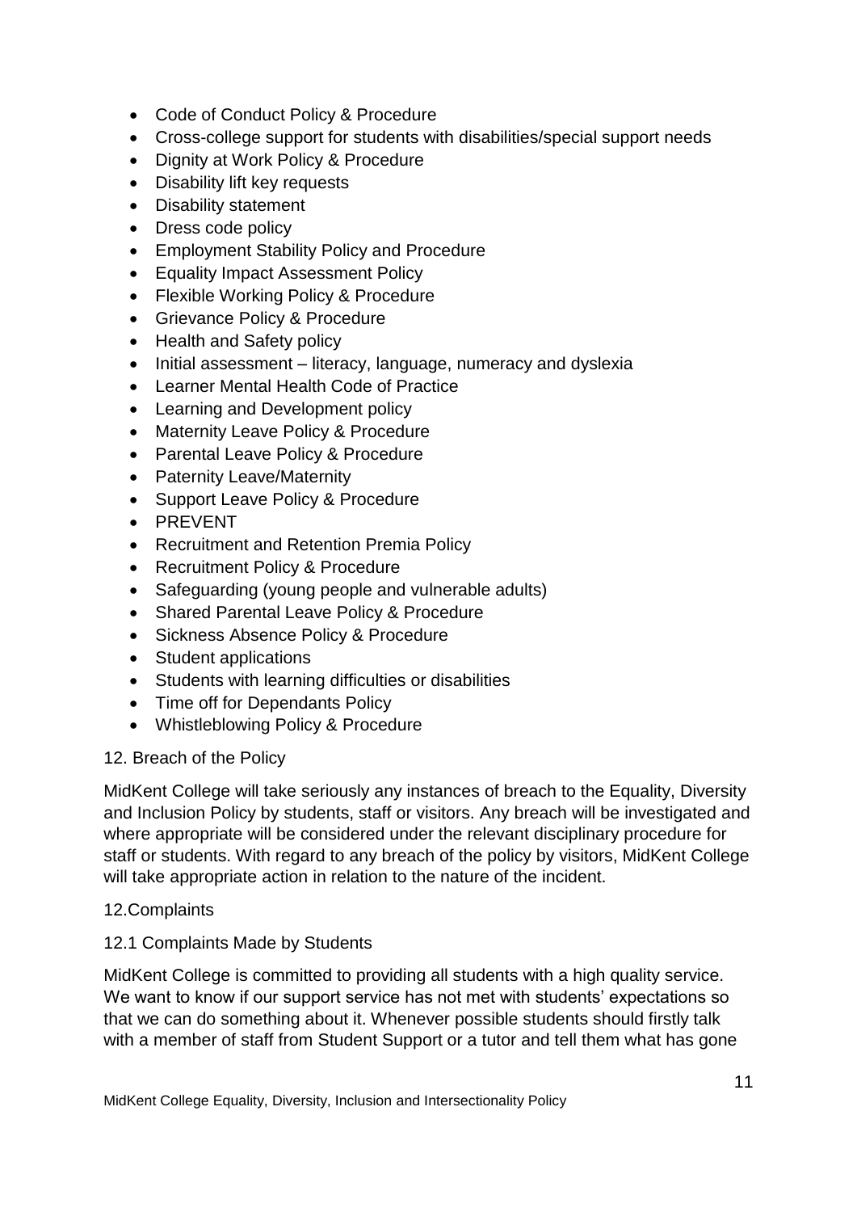- Code of Conduct Policy & Procedure
- Cross-college support for students with disabilities/special support needs
- Dignity at Work Policy & Procedure
- Disability lift key requests
- Disability statement
- Dress code policy
- Employment Stability Policy and Procedure
- Equality Impact Assessment Policy
- Flexible Working Policy & Procedure
- Grievance Policy & Procedure
- Health and Safety policy
- Initial assessment – literacy, language, numeracy and dyslexia
- Learner Mental Health Code of Practice
- Learning and Development policy
- Maternity Leave Policy & Procedure
- Parental Leave Policy & Procedure
- Paternity Leave/Maternity
- Support Leave Policy & Procedure
- PREVENT
- Recruitment and Retention Premia Policy
- Recruitment Policy & Procedure
- Safeguarding (young people and vulnerable adults)
- Shared Parental Leave Policy & Procedure
- Sickness Absence Policy & Procedure
- Student applications
- Students with learning difficulties or disabilities
- Time off for Dependants Policy
- Whistleblowing Policy & Procedure

## 12. Breach of the Policy

MidKent College will take seriously any instances of breach to the Equality, Diversity and Inclusion Policy by students, staff or visitors. Any breach will be investigated and where appropriate will be considered under the relevant disciplinary procedure for staff or students. With regard to any breach of the policy by visitors, MidKent College will take appropriate action in relation to the nature of the incident.

## 12.Complaints

### 12.1 Complaints Made by Students

MidKent College is committed to providing all students with a high quality service. We want to know if our support service has not met with students' expectations so that we can do something about it. Whenever possible students should firstly talk with a member of staff from Student Support or a tutor and tell them what has gone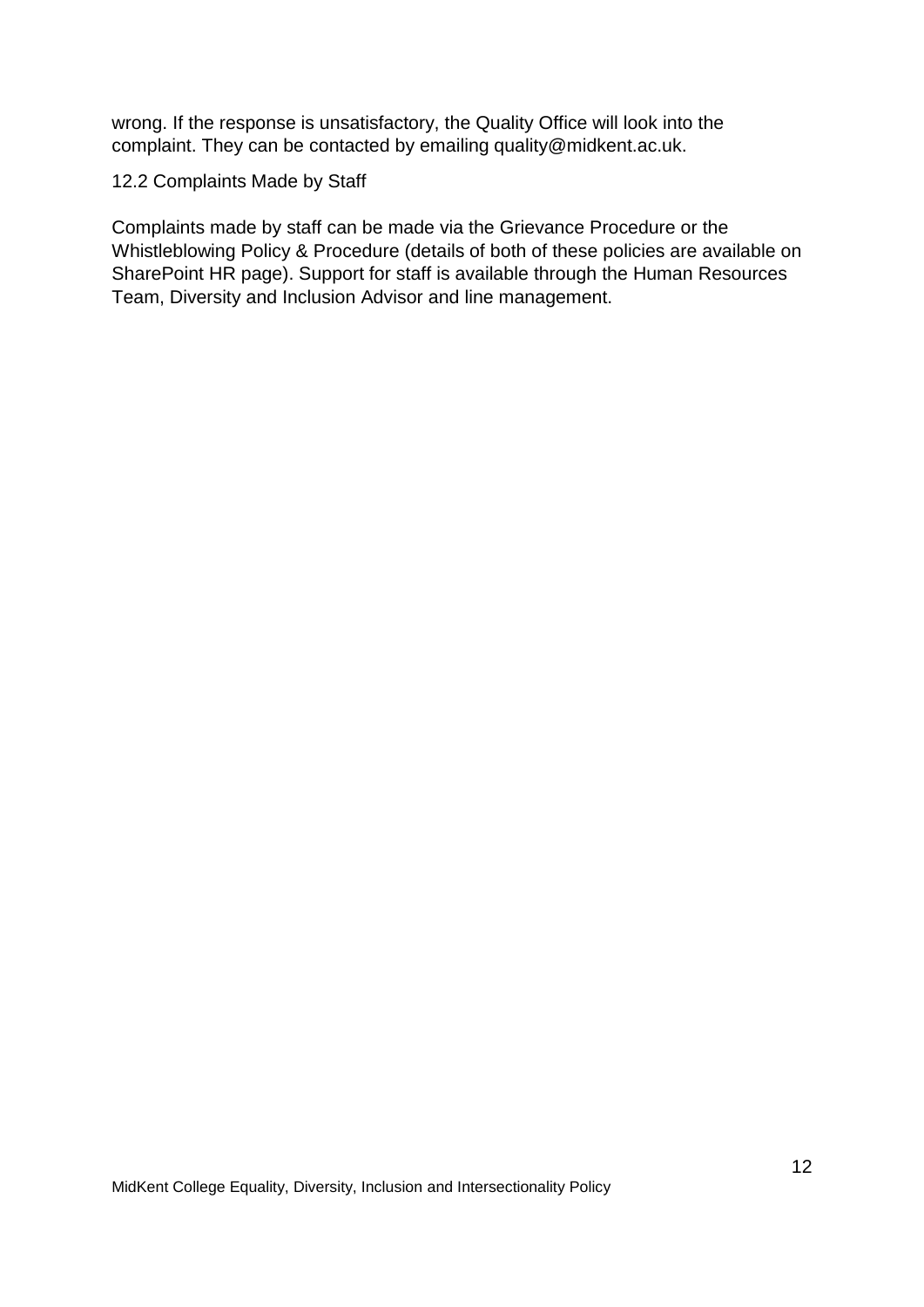wrong. If the response is unsatisfactory, the Quality Office will look into the complaint. They can be contacted by emailing quality@midkent.ac.uk.

### 12.2 Complaints Made by Staff

Complaints made by staff can be made via the Grievance Procedure or the Whistleblowing Policy & Procedure (details of both of these policies are available on SharePoint HR page). Support for staff is available through the Human Resources Team, Diversity and Inclusion Advisor and line management.